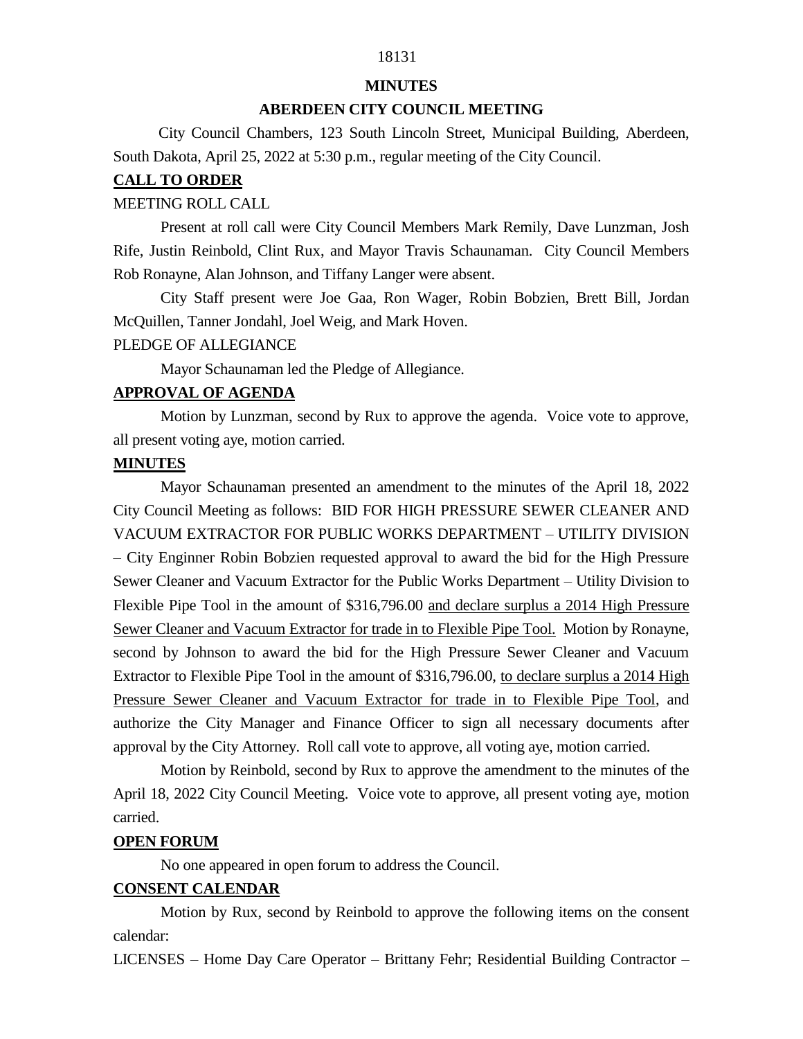**MINUTES**

**ABERDEEN CITY COUNCIL MEETING**

City Council Chambers, 123 South Lincoln Street, Municipal Building, Aberdeen, South Dakota, April 25, 2022 at 5:30 p.m., regular meeting of the City Council.

**CALL TO ORDER**

MEETING ROLL CALL

Present at roll call were City Council Members Mark Remily, Dave Lunzman, Josh Rife, Justin Reinbold, Clint Rux, and Mayor Travis Schaunaman. City Council Members Rob Ronayne, Alan Johnson, and Tiffany Langer were absent.

City Staff present were Joe Gaa, Ron Wager, Robin Bobzien, Brett Bill, Jordan McQuillen, Tanner Jondahl, Joel Weig, and Mark Hoven.

PLEDGE OF ALLEGIANCE

Mayor Schaunaman led the Pledge of Allegiance.

**APPROVAL OF AGENDA**

Motion by Lunzman, second by Rux to approve the agenda. Voice vote to approve, all present voting aye, motion carried.

**MINUTES**

Mayor Schaunaman presented an amendment to the minutes of the April 18, 2022 City Council Meeting as follows: BID FOR HIGH PRESSURE SEWER CLEANER AND VACUUM EXTRACTOR FOR PUBLIC WORKS DEPARTMENT – UTILITY DIVISION – City Enginner Robin Bobzien requested approval to award the bid for the High Pressure Sewer Cleaner and Vacuum Extractor for the Public Works Department – Utility Division to Flexible Pipe Tool in the amount of $316,796.00 <u>and declare surplus a 2014 High Pressure Sewer Cleaner and Vacuum Extractor for trade in to Flexible Pipe Tool.</u> Motion by Ronayne, second by Johnson to award the bid for the High Pressure Sewer Cleaner and Vacuum Extractor to Flexible Pipe Tool in the amount of $316,796.00, <u>to declare surplus a 2014 High Pressure Sewer Cleaner and Vacuum Extractor for trade in to Flexible Pipe Tool</u>, and authorize the City Manager and Finance Officer to sign all necessary documents after approval by the City Attorney. Roll call vote to approve, all voting aye, motion carried.

Motion by Reinbold, second by Rux to approve the amendment to the minutes of the April 18, 2022 City Council Meeting. Voice vote to approve, all present voting aye, motion carried.

**OPEN FORUM**

No one appeared in open forum to address the Council.

**CONSENT CALENDAR**

Motion by Rux, second by Reinbold to approve the following items on the consent calendar:

LICENSES – Home Day Care Operator – Brittany Fehr; Residential Building Contractor –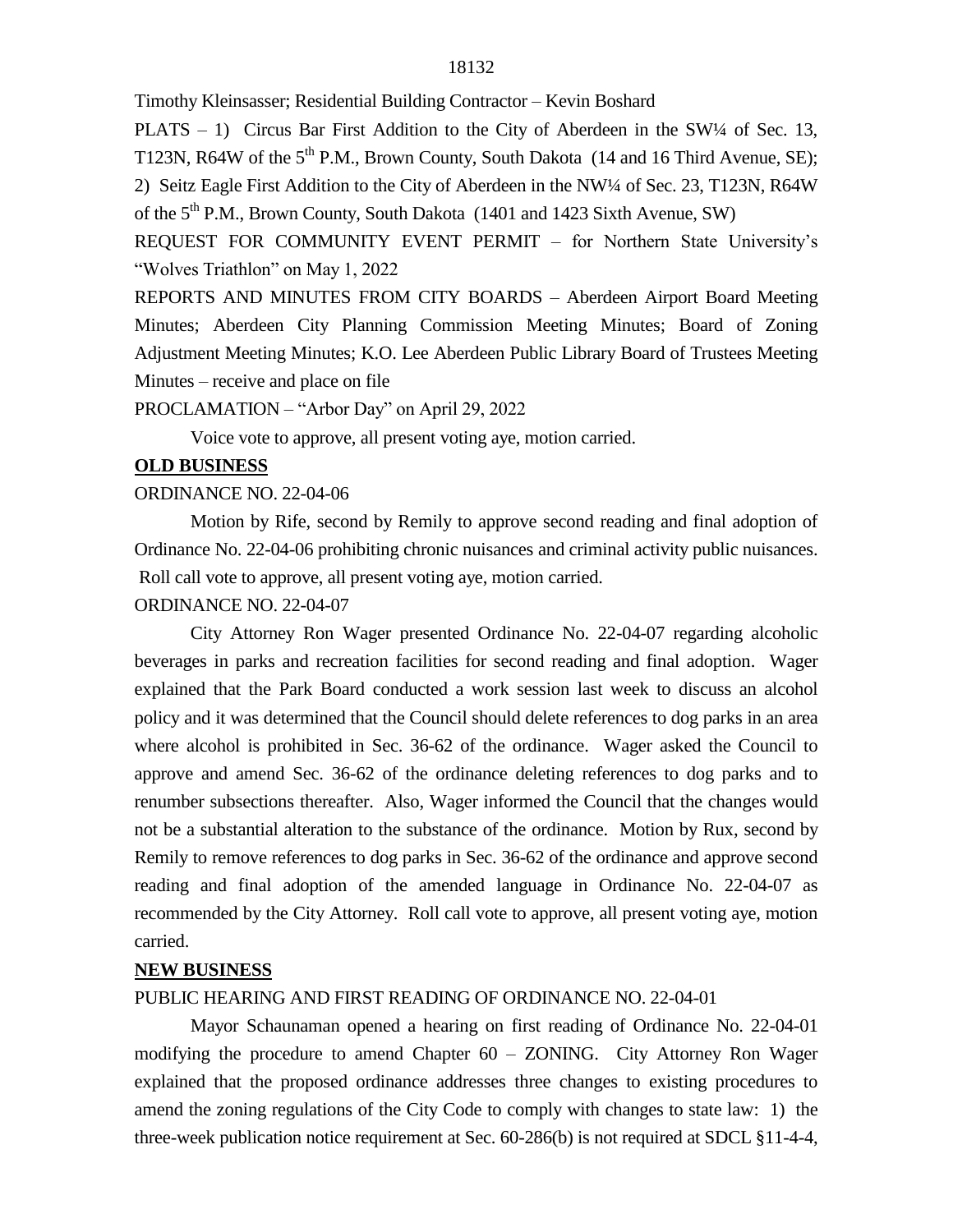Timothy Kleinsasser; Residential Building Contractor – Kevin Boshard

PLATS – 1) Circus Bar First Addition to the City of Aberdeen in the SW¼ of Sec. 13, T123N, R64W of the 5th P.M., Brown County, South Dakota (14 and 16 Third Avenue, SE); 2) Seitz Eagle First Addition to the City of Aberdeen in the NW¼ of Sec. 23, T123N, R64W of the 5th P.M., Brown County, South Dakota (1401 and 1423 Sixth Avenue, SW)

REQUEST FOR COMMUNITY EVENT PERMIT – for Northern State University's "Wolves Triathlon" on May 1, 2022

REPORTS AND MINUTES FROM CITY BOARDS – Aberdeen Airport Board Meeting Minutes; Aberdeen City Planning Commission Meeting Minutes; Board of Zoning Adjustment Meeting Minutes; K.O. Lee Aberdeen Public Library Board of Trustees Meeting Minutes – receive and place on file

PROCLAMATION – "Arbor Day" on April 29, 2022

Voice vote to approve, all present voting aye, motion carried.

**OLD BUSINESS**

ORDINANCE NO. 22-04-06

Motion by Rife, second by Remily to approve second reading and final adoption of Ordinance No. 22-04-06 prohibiting chronic nuisances and criminal activity public nuisances. Roll call vote to approve, all present voting aye, motion carried.

ORDINANCE NO. 22-04-07

City Attorney Ron Wager presented Ordinance No. 22-04-07 regarding alcoholic beverages in parks and recreation facilities for second reading and final adoption. Wager explained that the Park Board conducted a work session last week to discuss an alcohol policy and it was determined that the Council should delete references to dog parks in an area where alcohol is prohibited in Sec. 36-62 of the ordinance. Wager asked the Council to approve and amend Sec. 36-62 of the ordinance deleting references to dog parks and to renumber subsections thereafter. Also, Wager informed the Council that the changes would not be a substantial alteration to the substance of the ordinance. Motion by Rux, second by Remily to remove references to dog parks in Sec. 36-62 of the ordinance and approve second reading and final adoption of the amended language in Ordinance No. 22-04-07 as recommended by the City Attorney. Roll call vote to approve, all present voting aye, motion carried.

**NEW BUSINESS**

PUBLIC HEARING AND FIRST READING OF ORDINANCE NO. 22-04-01

Mayor Schaunaman opened a hearing on first reading of Ordinance No. 22-04-01 modifying the procedure to amend Chapter 60 – ZONING. City Attorney Ron Wager explained that the proposed ordinance addresses three changes to existing procedures to amend the zoning regulations of the City Code to comply with changes to state law: 1) the three-week publication notice requirement at Sec. 60-286(b) is not required at SDCL §11-4-4,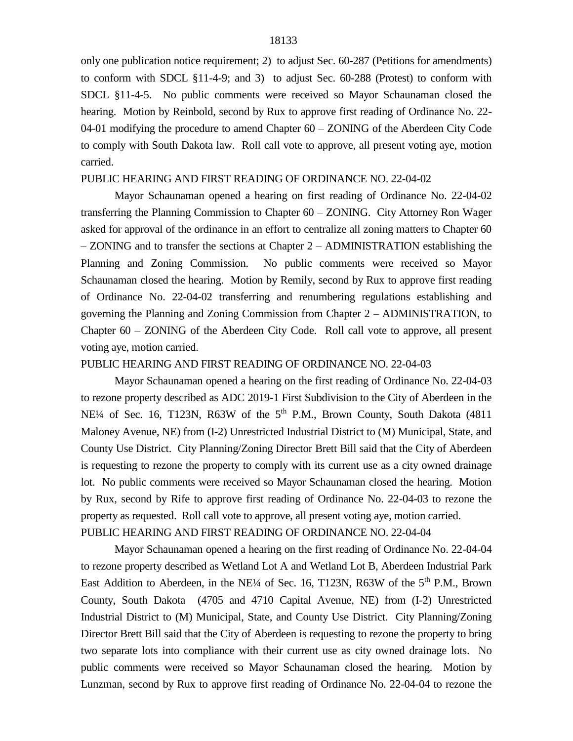only one publication notice requirement; 2) to adjust Sec. 60-287 (Petitions for amendments) to conform with SDCL §11-4-9; and 3) to adjust Sec. 60-288 (Protest) to conform with SDCL §11-4-5. No public comments were received so Mayor Schaunaman closed the hearing. Motion by Reinbold, second by Rux to approve first reading of Ordinance No. 22-04-01 modifying the procedure to amend Chapter 60 – ZONING of the Aberdeen City Code to comply with South Dakota law. Roll call vote to approve, all present voting aye, motion carried.

PUBLIC HEARING AND FIRST READING OF ORDINANCE NO. 22-04-02

Mayor Schaunaman opened a hearing on first reading of Ordinance No. 22-04-02 transferring the Planning Commission to Chapter 60 – ZONING. City Attorney Ron Wager asked for approval of the ordinance in an effort to centralize all zoning matters to Chapter 60 – ZONING and to transfer the sections at Chapter 2 – ADMINISTRATION establishing the Planning and Zoning Commission. No public comments were received so Mayor Schaunaman closed the hearing. Motion by Remily, second by Rux to approve first reading of Ordinance No. 22-04-02 transferring and renumbering regulations establishing and governing the Planning and Zoning Commission from Chapter 2 – ADMINISTRATION, to Chapter 60 – ZONING of the Aberdeen City Code. Roll call vote to approve, all present voting aye, motion carried.

PUBLIC HEARING AND FIRST READING OF ORDINANCE NO. 22-04-03

Mayor Schaunaman opened a hearing on the first reading of Ordinance No. 22-04-03 to rezone property described as ADC 2019-1 First Subdivision to the City of Aberdeen in the NE¼ of Sec. 16, T123N, R63W of the 5th P.M., Brown County, South Dakota (4811 Maloney Avenue, NE) from (I-2) Unrestricted Industrial District to (M) Municipal, State, and County Use District. City Planning/Zoning Director Brett Bill said that the City of Aberdeen is requesting to rezone the property to comply with its current use as a city owned drainage lot. No public comments were received so Mayor Schaunaman closed the hearing. Motion by Rux, second by Rife to approve first reading of Ordinance No. 22-04-03 to rezone the property as requested. Roll call vote to approve, all present voting aye, motion carried.

PUBLIC HEARING AND FIRST READING OF ORDINANCE NO. 22-04-04

Mayor Schaunaman opened a hearing on the first reading of Ordinance No. 22-04-04 to rezone property described as Wetland Lot A and Wetland Lot B, Aberdeen Industrial Park East Addition to Aberdeen, in the NE¼ of Sec. 16, T123N, R63W of the 5th P.M., Brown County, South Dakota (4705 and 4710 Capital Avenue, NE) from (I-2) Unrestricted Industrial District to (M) Municipal, State, and County Use District. City Planning/Zoning Director Brett Bill said that the City of Aberdeen is requesting to rezone the property to bring two separate lots into compliance with their current use as city owned drainage lots. No public comments were received so Mayor Schaunaman closed the hearing. Motion by Lunzman, second by Rux to approve first reading of Ordinance No. 22-04-04 to rezone the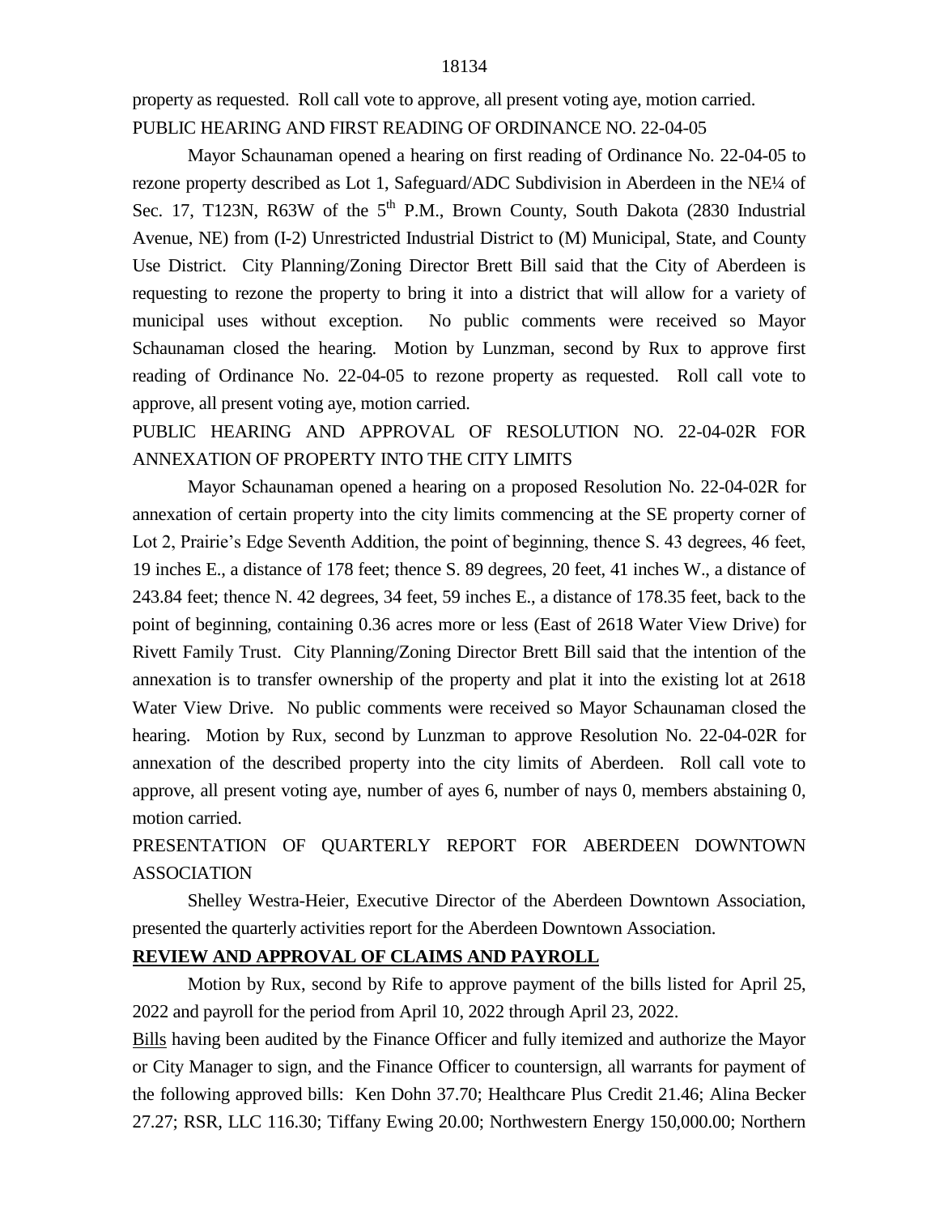property as requested. Roll call vote to approve, all present voting aye, motion carried.

PUBLIC HEARING AND FIRST READING OF ORDINANCE NO. 22-04-05

Mayor Schaunaman opened a hearing on first reading of Ordinance No. 22-04-05 to rezone property described as Lot 1, Safeguard/ADC Subdivision in Aberdeen in the NE¼ of Sec. 17, T123N, R63W of the 5th P.M., Brown County, South Dakota (2830 Industrial Avenue, NE) from (I-2) Unrestricted Industrial District to (M) Municipal, State, and County Use District. City Planning/Zoning Director Brett Bill said that the City of Aberdeen is requesting to rezone the property to bring it into a district that will allow for a variety of municipal uses without exception. No public comments were received so Mayor Schaunaman closed the hearing. Motion by Lunzman, second by Rux to approve first reading of Ordinance No. 22-04-05 to rezone property as requested. Roll call vote to approve, all present voting aye, motion carried.

PUBLIC HEARING AND APPROVAL OF RESOLUTION NO. 22-04-02R FOR ANNEXATION OF PROPERTY INTO THE CITY LIMITS

Mayor Schaunaman opened a hearing on a proposed Resolution No. 22-04-02R for annexation of certain property into the city limits commencing at the SE property corner of Lot 2, Prairie's Edge Seventh Addition, the point of beginning, thence S. 43 degrees, 46 feet, 19 inches E., a distance of 178 feet; thence S. 89 degrees, 20 feet, 41 inches W., a distance of 243.84 feet; thence N. 42 degrees, 34 feet, 59 inches E., a distance of 178.35 feet, back to the point of beginning, containing 0.36 acres more or less (East of 2618 Water View Drive) for Rivett Family Trust. City Planning/Zoning Director Brett Bill said that the intention of the annexation is to transfer ownership of the property and plat it into the existing lot at 2618 Water View Drive. No public comments were received so Mayor Schaunaman closed the hearing. Motion by Rux, second by Lunzman to approve Resolution No. 22-04-02R for annexation of the described property into the city limits of Aberdeen. Roll call vote to approve, all present voting aye, number of ayes 6, number of nays 0, members abstaining 0, motion carried.

PRESENTATION OF QUARTERLY REPORT FOR ABERDEEN DOWNTOWN ASSOCIATION

Shelley Westra-Heier, Executive Director of the Aberdeen Downtown Association, presented the quarterly activities report for the Aberdeen Downtown Association.

**REVIEW AND APPROVAL OF CLAIMS AND PAYROLL**

Motion by Rux, second by Rife to approve payment of the bills listed for April 25, 2022 and payroll for the period from April 10, 2022 through April 23, 2022.

Bills having been audited by the Finance Officer and fully itemized and authorize the Mayor or City Manager to sign, and the Finance Officer to countersign, all warrants for payment of the following approved bills: Ken Dohn 37.70; Healthcare Plus Credit 21.46; Alina Becker 27.27; RSR, LLC 116.30; Tiffany Ewing 20.00; Northwestern Energy 150,000.00; Northern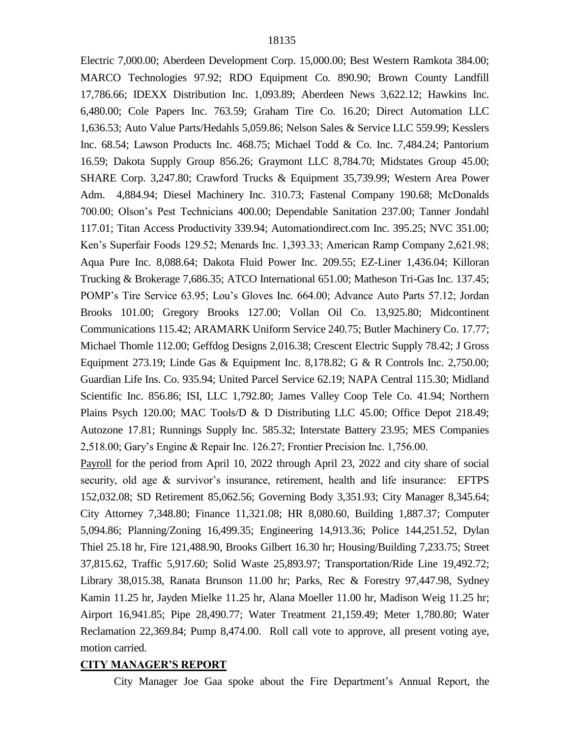Electric 7,000.00; Aberdeen Development Corp. 15,000.00; Best Western Ramkota 384.00; MARCO Technologies 97.92; RDO Equipment Co. 890.90; Brown County Landfill 17,786.66; IDEXX Distribution Inc. 1,093.89; Aberdeen News 3,622.12; Hawkins Inc. 6,480.00; Cole Papers Inc. 763.59; Graham Tire Co. 16.20; Direct Automation LLC 1,636.53; Auto Value Parts/Hedahls 5,059.86; Nelson Sales & Service LLC 559.99; Kesslers Inc. 68.54; Lawson Products Inc. 468.75; Michael Todd & Co. Inc. 7,484.24; Pantorium 16.59; Dakota Supply Group 856.26; Graymont LLC 8,784.70; Midstates Group 45.00; SHARE Corp. 3,247.80; Crawford Trucks & Equipment 35,739.99; Western Area Power Adm. 4,884.94; Diesel Machinery Inc. 310.73; Fastenal Company 190.68; McDonalds 700.00; Olson's Pest Technicians 400.00; Dependable Sanitation 237.00; Tanner Jondahl 117.01; Titan Access Productivity 339.94; Automationdirect.com Inc. 395.25; NVC 351.00; Ken's Superfair Foods 129.52; Menards Inc. 1,393.33; American Ramp Company 2,621.98; Aqua Pure Inc. 8,088.64; Dakota Fluid Power Inc. 209.55; EZ-Liner 1,436.04; Killoran Trucking & Brokerage 7,686.35; ATCO International 651.00; Matheson Tri-Gas Inc. 137.45; POMP's Tire Service 63.95; Lou's Gloves Inc. 664.00; Advance Auto Parts 57.12; Jordan Brooks 101.00; Gregory Brooks 127.00; Vollan Oil Co. 13,925.80; Midcontinent Communications 115.42; ARAMARK Uniform Service 240.75; Butler Machinery Co. 17.77; Michael Thomle 112.00; Geffdog Designs 2,016.38; Crescent Electric Supply 78.42; J Gross Equipment 273.19; Linde Gas & Equipment Inc. 8,178.82; G & R Controls Inc. 2,750.00; Guardian Life Ins. Co. 935.94; United Parcel Service 62.19; NAPA Central 115.30; Midland Scientific Inc. 856.86; ISI, LLC 1,792.80; James Valley Coop Tele Co. 41.94; Northern Plains Psych 120.00; MAC Tools/D & D Distributing LLC 45.00; Office Depot 218.49; Autozone 17.81; Runnings Supply Inc. 585.32; Interstate Battery 23.95; MES Companies 2,518.00; Gary's Engine & Repair Inc. 126.27; Frontier Precision Inc. 1,756.00.

Payroll for the period from April 10, 2022 through April 23, 2022 and city share of social security, old age & survivor's insurance, retirement, health and life insurance: EFTPS 152,032.08; SD Retirement 85,062.56; Governing Body 3,351.93; City Manager 8,345.64; City Attorney 7,348.80; Finance 11,321.08; HR 8,080.60, Building 1,887.37; Computer 5,094.86; Planning/Zoning 16,499.35; Engineering 14,913.36; Police 144,251.52, Dylan Thiel 25.18 hr, Fire 121,488.90, Brooks Gilbert 16.30 hr; Housing/Building 7,233.75; Street 37,815.62, Traffic 5,917.60; Solid Waste 25,893.97; Transportation/Ride Line 19,492.72; Library 38,015.38, Ranata Brunson 11.00 hr; Parks, Rec & Forestry 97,447.98, Sydney Kamin 11.25 hr, Jayden Mielke 11.25 hr, Alana Moeller 11.00 hr, Madison Weig 11.25 hr; Airport 16,941.85; Pipe 28,490.77; Water Treatment 21,159.49; Meter 1,780.80; Water Reclamation 22,369.84; Pump 8,474.00. Roll call vote to approve, all present voting aye, motion carried.

**CITY MANAGER'S REPORT**

City Manager Joe Gaa spoke about the Fire Department's Annual Report, the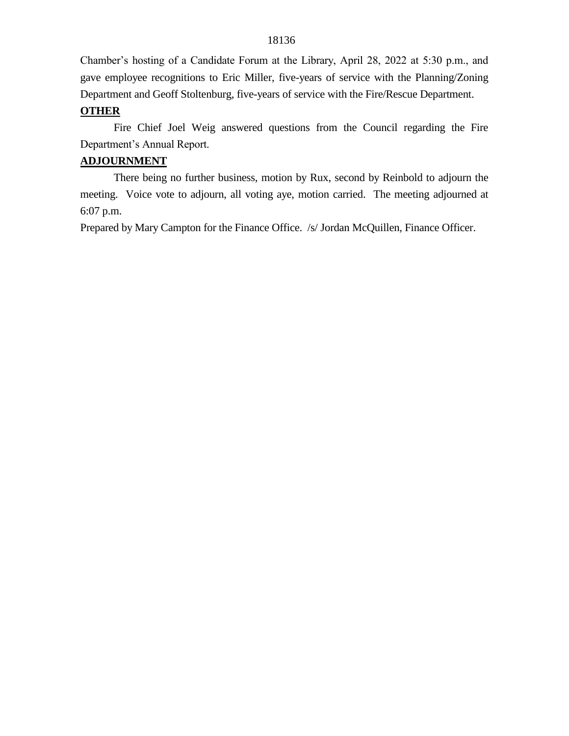Chamber's hosting of a Candidate Forum at the Library, April 28, 2022 at 5:30 p.m., and gave employee recognitions to Eric Miller, five-years of service with the Planning/Zoning Department and Geoff Stoltenburg, five-years of service with the Fire/Rescue Department.

**OTHER**

Fire Chief Joel Weig answered questions from the Council regarding the Fire Department's Annual Report.

**ADJOURNMENT**

There being no further business, motion by Rux, second by Reinbold to adjourn the meeting. Voice vote to adjourn, all voting aye, motion carried. The meeting adjourned at 6:07 p.m.

Prepared by Mary Campton for the Finance Office. /s/ Jordan McQuillen, Finance Officer.